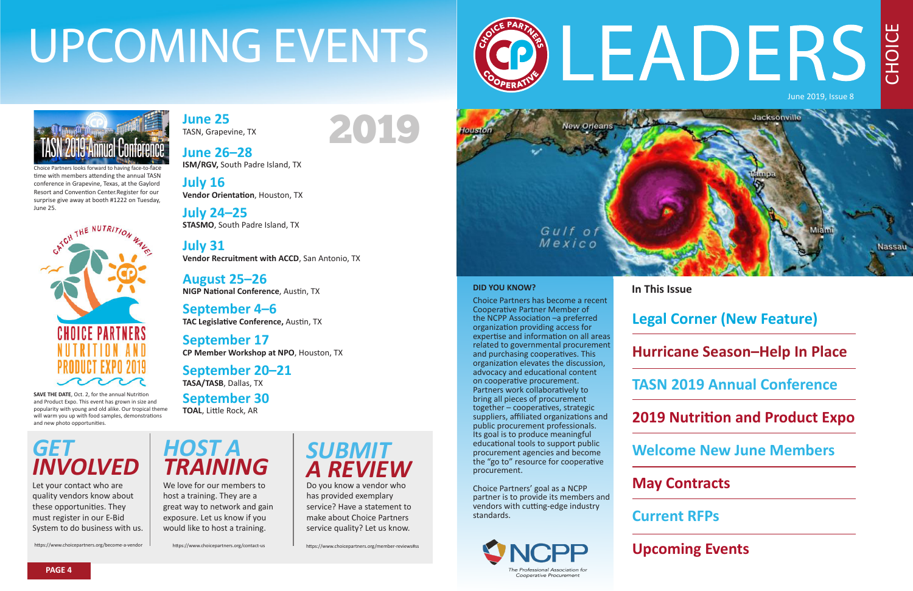# UPCOMING EVENTS

Choice Partners looks forward to having face-to-face time with members attending the annual TASN conference in Grapevine, Texas, at the Gaylord Resort and Convention Center.Register for our surprise give away at booth #1222 on Tuesday, June 25.

**SAVE THE DATE**, Oct. 2, for the annual Nutrition and Product Expo. This event has grown in size and popularity with young and old alike. Our tropical theme will warm you up with food samples, demonstrations and new photo opportunities.

## 2019

**June 25**
TASN, Grapevine, TX

**June 26–28**
**ISM/RGV,** South Padre Island, TX

**July 16**
**Vendor Orientation**, Houston, TX

**July 24–25**
**STASMO**, South Padre Island, TX

**July 31**
**Vendor Recruitment with ACCD**, San Antonio, TX

**August 25–26**
**NIGP National Conference**, Austin, TX

**September 4–6**
**TAC Legislative Conference,** Austin, TX

**September 17**
**CP Member Workshop at NPO**, Houston, TX

**September 20–21**
**TASA/TASB**, Dallas, TX

**September 30**
**TOAL**, Little Rock, AR

## *GET INVOLVED*

Let your contact who are quality vendors know about these opportunities. They must register in our E-Bid System to do business with us.

https://www.choicepartners.org/become-a-vendor

## *HOST A TRAINING*

We love for our members to host a training. They are a great way to network and gain exposure. Let us know if you would like to host a training.

https://www.choicepartners.org/contact-us

## *SUBMIT A REVIEW*

Do you know a vendor who has provided exemplary service? Have a statement to make about Choice Partners service quality? Let us know.

https://www.choicepartners.org/member-reviews#ss

# LEADERS

CHOICE

June 2019, Issue 8

### DID YOU KNOW?

Choice Partners has become a recent Cooperative Partner Member of the NCPP Association –a preferred organization providing access for expertise and information on all areas related to governmental procurement and purchasing cooperatives. This organization elevates the discussion, advocacy and educational content on cooperative procurement. Partners work collaboratively to bring all pieces of procurement together – cooperatives, strategic suppliers, affiliated organizations and public procurement professionals. Its goal is to produce meaningful educational tools to support public procurement agencies and become the "go to" resource for cooperative procurement.

Choice Partners' goal as a NCPP partner is to provide its members and vendors with cutting-edge industry standards.

NCPP
The Professional Association for Cooperative Procurement

### In This Issue

- Legal Corner (New Feature)
- Hurricane Season–Help In Place
- TASN 2019 Annual Conference
- 2019 Nutrition and Product Expo
- Welcome New June Members
- May Contracts
- Current RFPs
- Upcoming Events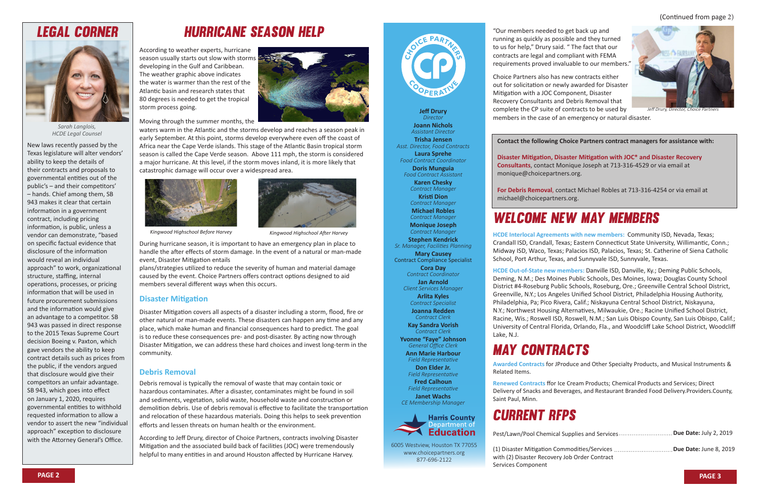## LEGAL CORNER

*Sarah Langlois, HCDE Legal Counsel*

New laws recently passed by the Texas legislature will alter vendors' ability to keep the details of their contracts and proposals to governmental entities out of the public's – and their competitors' – hands. Chief among them, SB 943 makes it clear that certain information in a government contract, including pricing information, is public, unless a vendor can demonstrate, "based on specific factual evidence that disclosure of the information would reveal an individual approach" to work, organizational structure, staffing, internal operations, processes, or pricing information that will be used in future procurement submissions and the information would give an advantage to a competitor. SB 943 was passed in direct response to the 2015 Texas Supreme Court decision Boeing v. Paxton, which gave vendors the ability to keep contract details such as prices from the public, if the vendors argued that disclosure would give their competitors an unfair advantage. SB 943, which goes into effect on January 1, 2020, requires governmental entities to withhold requested information to allow a vendor to assert the new "individual approach" exception to disclosure with the Attorney General's Office.

## HURRICANE SEASON HELP

According to weather experts, hurricane season usually starts out slow with storms developing in the Gulf and Caribbean. The weather graphic above indicates the water is warmer than the rest of the Atlantic basin and research states that 80 degrees is needed to get the tropical storm process going.

Moving through the summer months, the waters warm in the Atlantic and the storms develop and reaches a season peak in early September. At this point, storms develop everywhere even off the coast of Africa near the Cape Verde islands. This stage of the Atlantic Basin tropical storm season is called the Cape Verde season. Above 111 mph, the storm is considered a major hurricane. At this level, if the storm moves inland, it is more likely that catastrophic damage will occur over a widespread area.

*Kingwood Highschool Before Harvey*

*Kingwood Highschool After Harvey*

During hurricane season, it is important to have an emergency plan in place to handle the after effects of storm damage. In the event of a natural or man-made event, Disaster Mitigation entails plans/strategies utilized to reduce the severity of human and material damage caused by the event. Choice Partners offers contract options designed to aid members several different ways when this occurs.

### Disaster Mitigation

Disaster Mitigation covers all aspects of a disaster including a storm, flood, fire or other natural or man-made events. These disasters can happen any time and any place, which make human and financial consequences hard to predict. The goal is to reduce these consequences pre- and post-disaster. By acting now through Disaster Mitigation, we can address these hard choices and invest long-term in the community.

### Debris Removal

Debris removal is typically the removal of waste that may contain toxic or hazardous contaminates. After a disaster, contaminates might be found in soil and sediments, vegetation, solid waste, household waste and construction or demolition debris. Use of debris removal is effective to facilitate the transportation and relocation of these hazardous materials. Doing this helps to seek prevention efforts and lessen threats on human health or the environment.

According to Jeff Drury, director of Choice Partners, contracts involving Disaster Mitigation and the associated build back of facilities (JOC) were tremendously helpful to many entities in and around Houston affected by Hurricane Harvey.

**Jeff Drury**
*Director*
**Joann Nichols**
*Assistant Director*
**Trisha Jensen**
*Asst. Director, Food Contracts*
**Laura Sprehe**
*Food Contract Coordinator*
**Doris Munguia**
*Food Contract Assistant*
**Karen Chesky**
*Contract Manager*
**Kristi Dion**
*Contract Manager*
**Michael Robles**
*Contract Manager*
**Monique Joseph**
*Contract Manager*
**Stephen Kendrick**
*Sr. Manager, Facilities Planning*
**Mary Causey**
Contract Compliance Specialist
**Cora Day**
*Contract Coordinator*
**Jan Arnold**
*Client Services Manager*
**Arlita Kyles**
*Contract Specialist*
**Joanna Redden**
*Contract Clerk*
**Kay Sandra Vorish**
*Contract Clerk*
**Yvonne "Faye" Johnson**
*General Office Clerk*
**Ann Marie Harbour**
*Field Representative*
**Don Elder Jr.**
*Field Representative*
**Fred Calhoun**
*Field Representative*
**Janet Wachs**
*CE Membership Manager*

Harris County Department of Education

6005 Westview, Houston TX 77055
www.choicepartners.org
877-696-2122

(Continued from page 2)

"Our members needed to get back up and running as quickly as possible and they turned to us for help," Drury said. " The fact that our contracts are legal and compliant with FEMA requirements proved invaluable to our members."

*Jeff Drury, Director, Choice Partners*

Choice Partners also has new contracts either out for solicitation or newly awarded for Disaster Mitigation with a JOC Component, Disaster Recovery Consultants and Debris Removal that complete the CP suite of contracts to be used by members in the case of an emergency or natural disaster.

**Contact the following Choice Partners contract managers for assistance with:**

**Disaster Mitigation, Disaster Mitigation with JOC* and Disaster Recovery Consultants**, contact Monique Joseph at 713-316-4529 or via email at monique@choicepartners.org.

**For Debris Removal**, contact Michael Robles at 713-316-4254 or via email at michael@choicepartners.org.

## WELCOME NEW MAY MEMBERS

**HCDE Interlocal Agreements with new members:** Community ISD, Nevada, Texas; Crandall ISD, Crandall, Texas; Eastern Connecticut State University, Willimantic, Conn.; Midway ISD, Waco, Texas; Palacios ISD, Palacios, Texas; St. Catherine of Siena Catholic School, Port Arthur, Texas, and Sunnyvale ISD, Sunnyvale, Texas.

**HCDE Out-of-State new members:** Danville ISD, Danville, Ky.; Deming Public Schools, Deming, N.M.; Des Moines Public Schools, Des Moines, Iowa; Douglas County School District #4-Roseburg Public Schools, Roseburg, Ore.; Greenville Central School District, Greenville, N.Y.; Los Angeles Unified School District, Philadelphia Housing Authority, Philadelphia, Pa; Pico Rivera, Calif.; Niskayuna Central School District, Niskayuna, N.Y.; Northwest Housing Alternatives, Milwaukie, Ore.; Racine Unified School District, Racine, Wis.; Roswell ISD, Roswell, N.M.; San Luis Obispo County, San Luis Obispo, Calif.; University of Central Florida, Orlando, Fla., and Woodcliff Lake School District, Woodcliff Lake, N.J.

## MAY CONTRACTS

**Awarded Contracts** for JProduce and Other Specialty Products, and Musical Instruments & Related Items.

**Renewed Contracts** ffor Ice Cream Products; Chemical Products and Services; Direct Delivery of Snacks and Beverages, and Restaurant Branded Food Delivery.Providers.County, Saint Paul, Minn.

## CURRENT RFPS

Pest/Lawn/Pool Chemical Supplies and Services .......... **Due Date:** July 2, 2019

(1) Disaster Mitigation Commodities/Services with (2) Disaster Recovery Job Order Contract Services Component .......... **Due Date:** June 8, 2019